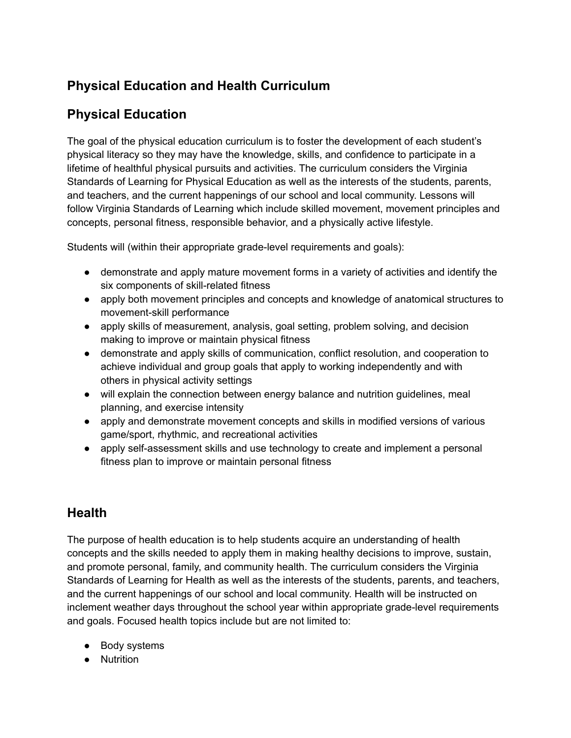# Physical Education and Health Curriculum

## Physical Education

The goal of the physical education curriculum is to foster the development of each student's physical literacy so they may have the knowledge, skills, and confidence to participate in a lifetime of healthful physical pursuits and activities. The curriculum considers the Virginia Standards of Learning for Physical Education as well as the interests of the students, parents, and teachers, and the current happenings of our school and local community. Lessons will follow Virginia Standards of Learning which include skilled movement, movement principles and concepts, personal fitness, responsible behavior, and a physically active lifestyle.

Students will (within their appropriate grade-level requirements and goals):

- demonstrate and apply mature movement forms in a variety of activities and identify the six components of skill-related fitness
- apply both movement principles and concepts and knowledge of anatomical structures to movement-skill performance
- apply skills of measurement, analysis, goal setting, problem solving, and decision making to improve or maintain physical fitness
- demonstrate and apply skills of communication, conflict resolution, and cooperation to achieve individual and group goals that apply to working independently and with others in physical activity settings
- will explain the connection between energy balance and nutrition guidelines, meal planning, and exercise intensity
- apply and demonstrate movement concepts and skills in modified versions of various game/sport, rhythmic, and recreational activities
- apply self-assessment skills and use technology to create and implement a personal fitness plan to improve or maintain personal fitness

## Health

The purpose of health education is to help students acquire an understanding of health concepts and the skills needed to apply them in making healthy decisions to improve, sustain, and promote personal, family, and community health. The curriculum considers the Virginia Standards of Learning for Health as well as the interests of the students, parents, and teachers, and the current happenings of our school and local community. Health will be instructed on inclement weather days throughout the school year within appropriate grade-level requirements and goals. Focused health topics include but are not limited to:

- Body systems
- Nutrition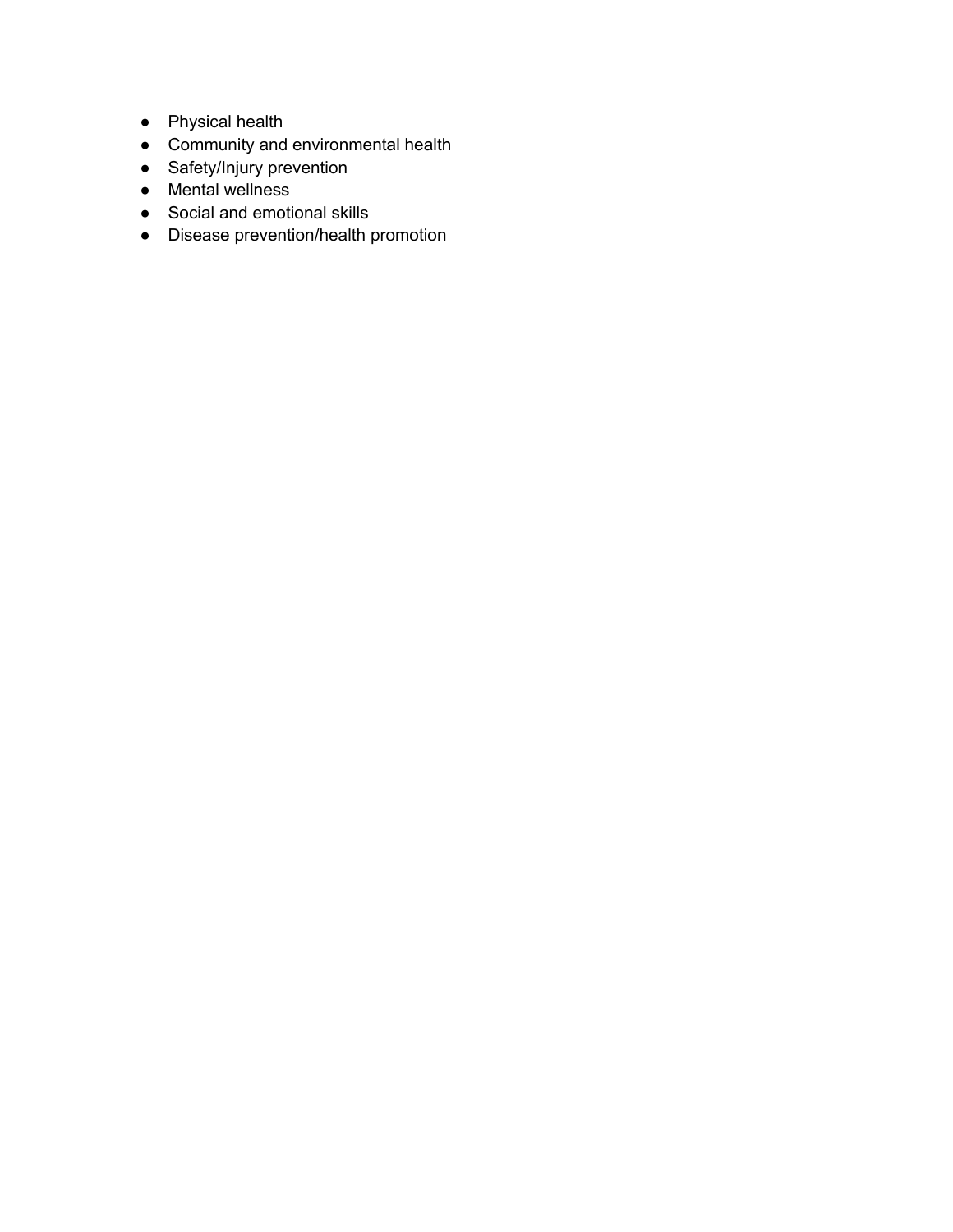- Physical health
- Community and environmental health
- Safety/Injury prevention
- Mental wellness
- Social and emotional skills
- Disease prevention/health promotion